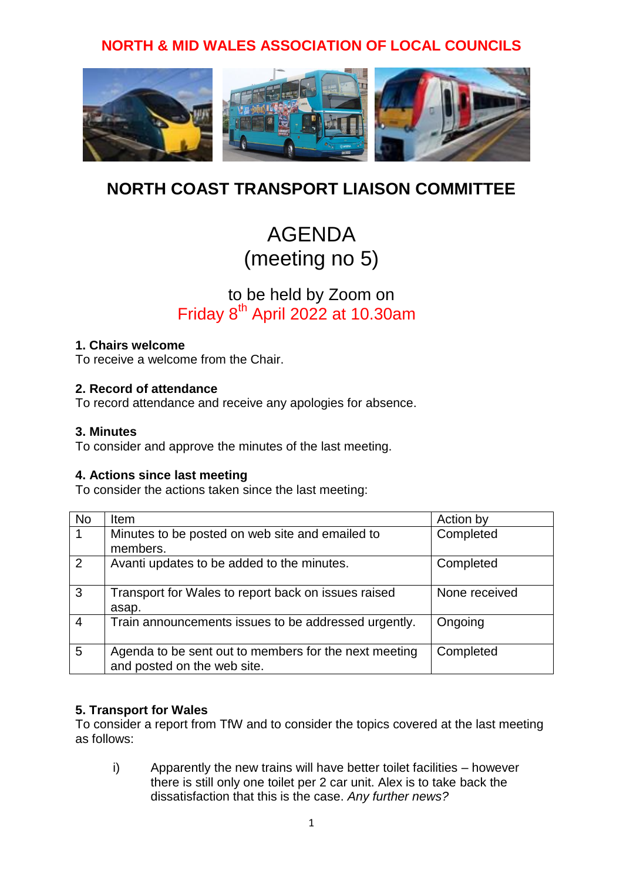# NORTH & MID WALES ASSOCIATION OF LOCAL COUNCILS

## NORTH COAST TRANSPORT LIAISON COMMITTEE

# AGENDA
# (meeting no 5)

to be held by Zoom on
Friday 8th April 2022 at 10.30am

**1. Chairs welcome**
To receive a welcome from the Chair.

**2. Record of attendance**
To record attendance and receive any apologies for absence.

**3. Minutes**
To consider and approve the minutes of the last meeting.

**4. Actions since last meeting**
To consider the actions taken since the last meeting:

| No | Item | Action by |
|---|---|---|
| 1 | Minutes to be posted on web site and emailed to members. | Completed |
| 2 | Avanti updates to be added to the minutes. | Completed |
| 3 | Transport for Wales to report back on issues raised asap. | None received |
| 4 | Train announcements issues to be addressed urgently. | Ongoing |
| 5 | Agenda to be sent out to members for the next meeting and posted on the web site. | Completed |

**5. Transport for Wales**
To consider a report from TfW and to consider the topics covered at the last meeting as follows:

i) Apparently the new trains will have better toilet facilities – however there is still only one toilet per 2 car unit. Alex is to take back the dissatisfaction that this is the case. *Any further news?*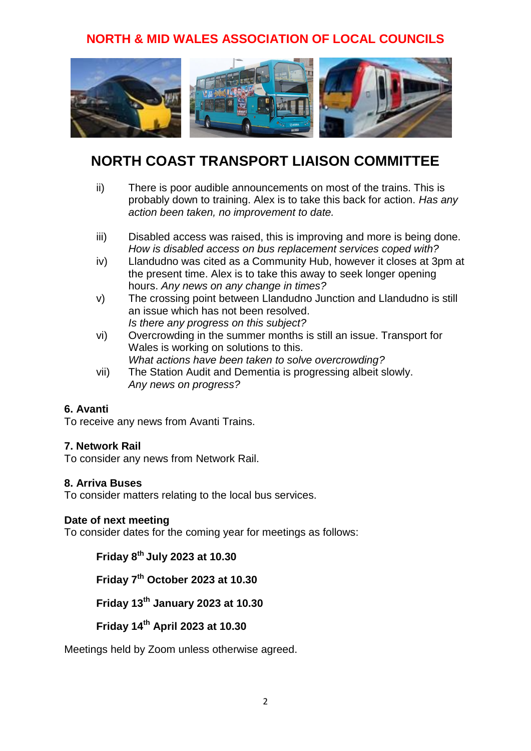# NORTH & MID WALES ASSOCIATION OF LOCAL COUNCILS

## NORTH COAST TRANSPORT LIAISON COMMITTEE

ii) There is poor audible announcements on most of the trains. This is probably down to training. Alex is to take this back for action. *Has any action been taken, no improvement to date.*

iii) Disabled access was raised, this is improving and more is being done. *How is disabled access on bus replacement services coped with?*

iv) Llandudno was cited as a Community Hub, however it closes at 3pm at the present time. Alex is to take this away to seek longer opening hours. *Any news on any change in times?*

v) The crossing point between Llandudno Junction and Llandudno is still an issue which has not been resolved. *Is there any progress on this subject?*

vi) Overcrowding in the summer months is still an issue. Transport for Wales is working on solutions to this. *What actions have been taken to solve overcrowding?*

vii) The Station Audit and Dementia is progressing albeit slowly. *Any news on progress?*

**6. Avanti**
To receive any news from Avanti Trains.

**7. Network Rail**
To consider any news from Network Rail.

**8. Arriva Buses**
To consider matters relating to the local bus services.

**Date of next meeting**
To consider dates for the coming year for meetings as follows:

**Friday 8th July 2023 at 10.30**

**Friday 7th October 2023 at 10.30**

**Friday 13th January 2023 at 10.30**

**Friday 14th April 2023 at 10.30**

Meetings held by Zoom unless otherwise agreed.